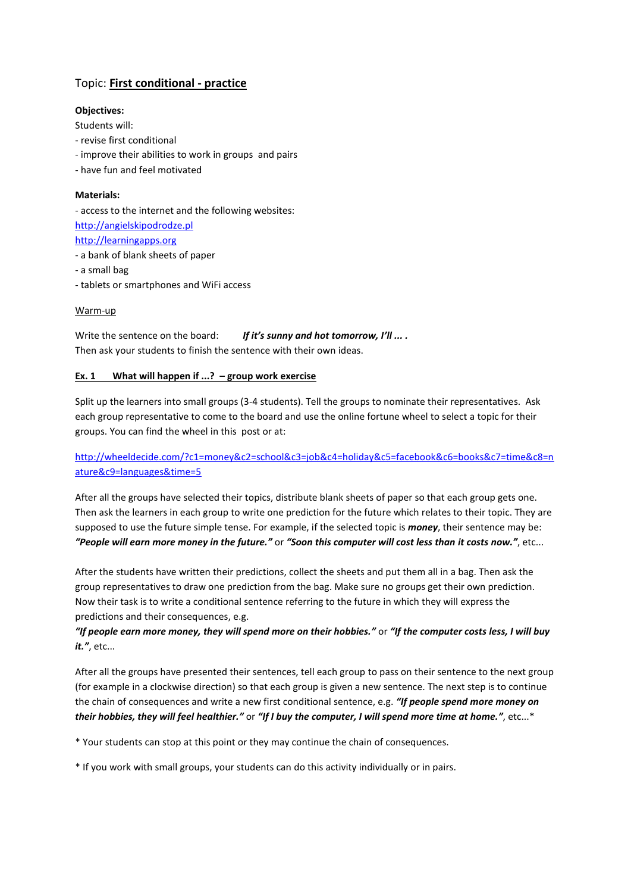Topic: **<u>First conditional - practice</u>**

**Objectives:**

Students will:

- revise first conditional
- improve their abilities to work in groups and pairs
- have fun and feel motivated

**Materials:**

- access to the internet and the following websites:

[http://angielskipodrodze.pl](http://angielskipodrodze.pl)

[http://learningapps.org](http://learningapps.org)

- a bank of blank sheets of paper
- a small bag
- tablets or smartphones and WiFi access

<u>Warm-up</u>

Write the sentence on the board: ***If it's sunny and hot tomorrow, I'll ... .***

Then ask your students to finish the sentence with their own ideas.

**<u>Ex. 1 What will happen if ...? – group work exercise</u>**

Split up the learners into small groups (3-4 students). Tell the groups to nominate their representatives. Ask each group representative to come to the board and use the online fortune wheel to select a topic for their groups. You can find the wheel in this post or at:

[http://wheeldecide.com/?c1=money&c2=school&c3=job&c4=holiday&c5=facebook&c6=books&c7=time&c8=nature&c9=languages&time=5](http://wheeldecide.com/?c1=money&c2=school&c3=job&c4=holiday&c5=facebook&c6=books&c7=time&c8=nature&c9=languages&time=5)

After all the groups have selected their topics, distribute blank sheets of paper so that each group gets one. Then ask the learners in each group to write one prediction for the future which relates to their topic. They are supposed to use the future simple tense. For example, if the selected topic is ***money***, their sentence may be: ***"People will earn more money in the future."*** or ***"Soon this computer will cost less than it costs now."***, etc...

After the students have written their predictions, collect the sheets and put them all in a bag. Then ask the group representatives to draw one prediction from the bag. Make sure no groups get their own prediction. Now their task is to write a conditional sentence referring to the future in which they will express the predictions and their consequences, e.g.

***"If people earn more money, they will spend more on their hobbies."*** or ***"If the computer costs less, I will buy it."***, etc...

After all the groups have presented their sentences, tell each group to pass on their sentence to the next group (for example in a clockwise direction) so that each group is given a new sentence. The next step is to continue the chain of consequences and write a new first conditional sentence, e.g. ***"If people spend more money on their hobbies, they will feel healthier."*** or ***"If I buy the computer, I will spend more time at home."***, etc...*

* Your students can stop at this point or they may continue the chain of consequences.

* If you work with small groups, your students can do this activity individually or in pairs.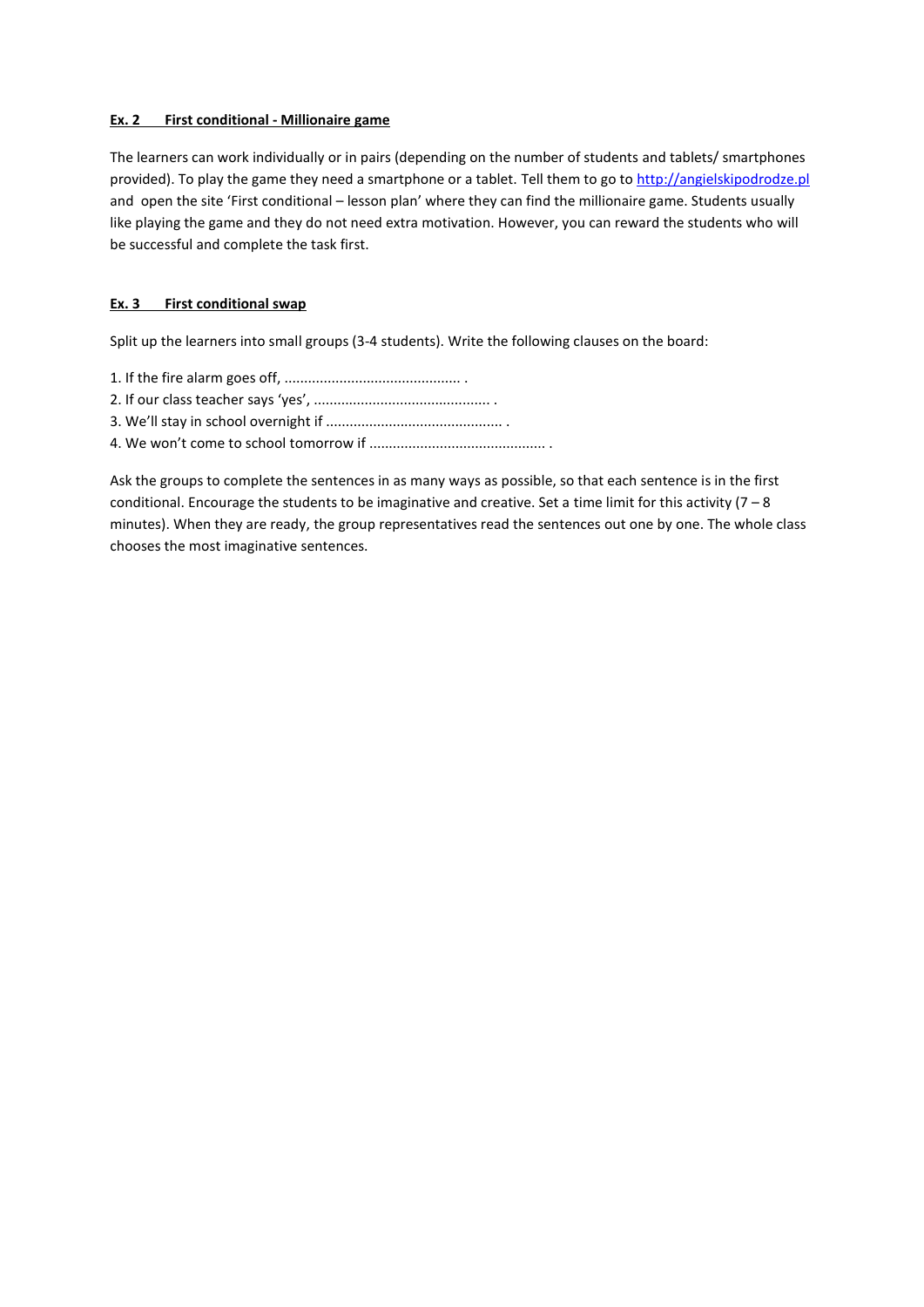**Ex. 2 First conditional - Millionaire game**

The learners can work individually or in pairs (depending on the number of students and tablets/ smartphones provided). To play the game they need a smartphone or a tablet. Tell them to go to [http://angielskipodrodze.pl](http://angielskipodrodze.pl) and open the site 'First conditional – lesson plan' where they can find the millionaire game. Students usually like playing the game and they do not need extra motivation. However, you can reward the students who will be successful and complete the task first.

**Ex. 3 First conditional swap**

Split up the learners into small groups (3-4 students). Write the following clauses on the board:

1. If the fire alarm goes off, ............................................ .
2. If our class teacher says 'yes', ............................................ .
3. We'll stay in school overnight if ............................................ .
4. We won't come to school tomorrow if ............................................ .

Ask the groups to complete the sentences in as many ways as possible, so that each sentence is in the first conditional. Encourage the students to be imaginative and creative. Set a time limit for this activity (7 – 8 minutes). When they are ready, the group representatives read the sentences out one by one. The whole class chooses the most imaginative sentences.